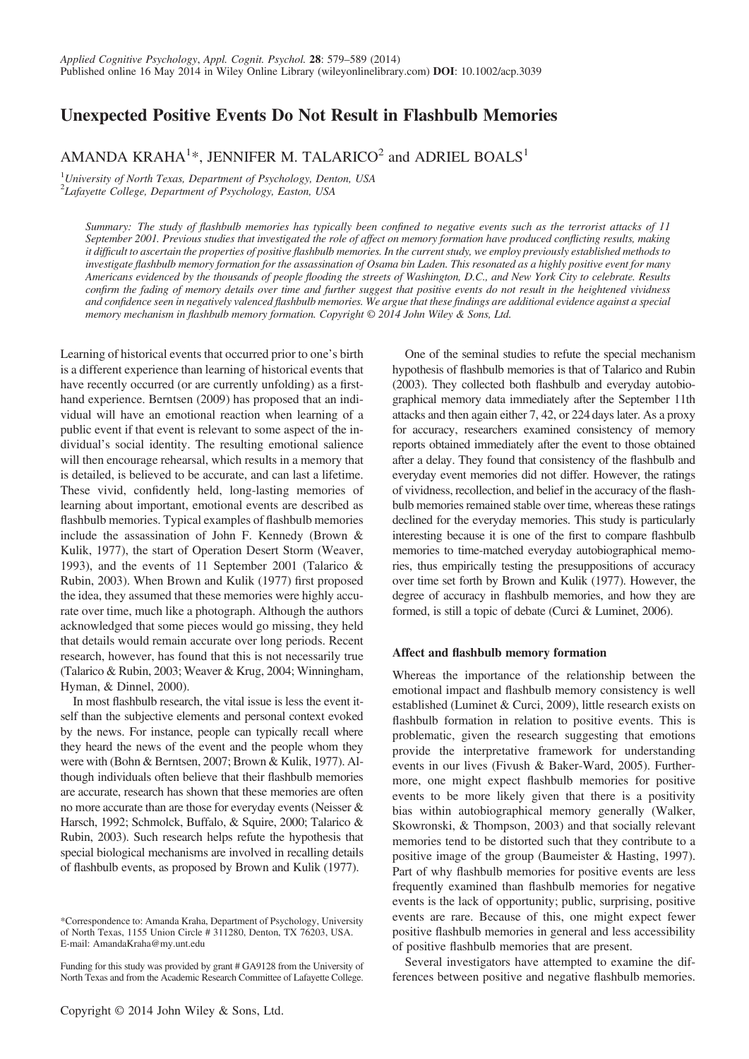# Unexpected Positive Events Do Not Result in Flashbulb Memories

AMANDA KRAHA[1]*, JENNIFER M. TALARICO[2] and ADRIEL BOALS[1]

[1]University of North Texas, Department of Psychology, Denton, USA
[2]Lafayette College, Department of Psychology, Easton, USA

*Summary: The study of flashbulb memories has typically been confined to negative events such as the terrorist attacks of 11 September 2001. Previous studies that investigated the role of affect on memory formation have produced conflicting results, making it difficult to ascertain the properties of positive flashbulb memories. In the current study, we employ previously established methods to investigate flashbulb memory formation for the assassination of Osama bin Laden. This resonated as a highly positive event for many Americans evidenced by the thousands of people flooding the streets of Washington, D.C., and New York City to celebrate. Results confirm the fading of memory details over time and further suggest that positive events do not result in the heightened vividness and confidence seen in negatively valenced flashbulb memories. We argue that these findings are additional evidence against a special memory mechanism in flashbulb memory formation. Copyright © 2014 John Wiley & Sons, Ltd.*

Learning of historical events that occurred prior to one's birth is a different experience than learning of historical events that have recently occurred (or are currently unfolding) as a first-hand experience. Berntsen (2009) has proposed that an individual will have an emotional reaction when learning of a public event if that event is relevant to some aspect of the individual's social identity. The resulting emotional salience will then encourage rehearsal, which results in a memory that is detailed, is believed to be accurate, and can last a lifetime. These vivid, confidently held, long-lasting memories of learning about important, emotional events are described as flashbulb memories. Typical examples of flashbulb memories include the assassination of John F. Kennedy (Brown & Kulik, 1977), the start of Operation Desert Storm (Weaver, 1993), and the events of 11 September 2001 (Talarico & Rubin, 2003). When Brown and Kulik (1977) first proposed the idea, they assumed that these memories were highly accurate over time, much like a photograph. Although the authors acknowledged that some pieces would go missing, they held that details would remain accurate over long periods. Recent research, however, has found that this is not necessarily true (Talarico & Rubin, 2003; Weaver & Krug, 2004; Winningham, Hyman, & Dinnel, 2000).

In most flashbulb research, the vital issue is less the event itself than the subjective elements and personal context evoked by the news. For instance, people can typically recall where they heard the news of the event and the people whom they were with (Bohn & Berntsen, 2007; Brown & Kulik, 1977). Although individuals often believe that their flashbulb memories are accurate, research has shown that these memories are often no more accurate than are those for everyday events (Neisser & Harsch, 1992; Schmolck, Buffalo, & Squire, 2000; Talarico & Rubin, 2003). Such research helps refute the hypothesis that special biological mechanisms are involved in recalling details of flashbulb events, as proposed by Brown and Kulik (1977).

One of the seminal studies to refute the special mechanism hypothesis of flashbulb memories is that of Talarico and Rubin (2003). They collected both flashbulb and everyday autobiographical memory data immediately after the September 11th attacks and then again either 7, 42, or 224 days later. As a proxy for accuracy, researchers examined consistency of memory reports obtained immediately after the event to those obtained after a delay. They found that consistency of the flashbulb and everyday event memories did not differ. However, the ratings of vividness, recollection, and belief in the accuracy of the flashbulb memories remained stable over time, whereas these ratings declined for the everyday memories. This study is particularly interesting because it is one of the first to compare flashbulb memories to time-matched everyday autobiographical memories, thus empirically testing the presuppositions of accuracy over time set forth by Brown and Kulik (1977). However, the degree of accuracy in flashbulb memories, and how they are formed, is still a topic of debate (Curci & Luminet, 2006).

### Affect and flashbulb memory formation

Whereas the importance of the relationship between the emotional impact and flashbulb memory consistency is well established (Luminet & Curci, 2009), little research exists on flashbulb formation in relation to positive events. This is problematic, given the research suggesting that emotions provide the interpretative framework for understanding events in our lives (Fivush & Baker-Ward, 2005). Furthermore, one might expect flashbulb memories for positive events to be more likely given that there is a positivity bias within autobiographical memory generally (Walker, Skowronski, & Thompson, 2003) and that socially relevant memories tend to be distorted such that they contribute to a positive image of the group (Baumeister & Hasting, 1997). Part of why flashbulb memories for positive events are less frequently examined than flashbulb memories for negative events is the lack of opportunity; public, surprising, positive events are rare. Because of this, one might expect fewer positive flashbulb memories in general and less accessibility of positive flashbulb memories that are present.

Several investigators have attempted to examine the differences between positive and negative flashbulb memories.

*Correspondence to: Amanda Kraha, Department of Psychology, University of North Texas, 1155 Union Circle # 311280, Denton, TX 76203, USA. E-mail: AmandaKraha@my.unt.edu

Funding for this study was provided by grant # GA9128 from the University of North Texas and from the Academic Research Committee of Lafayette College.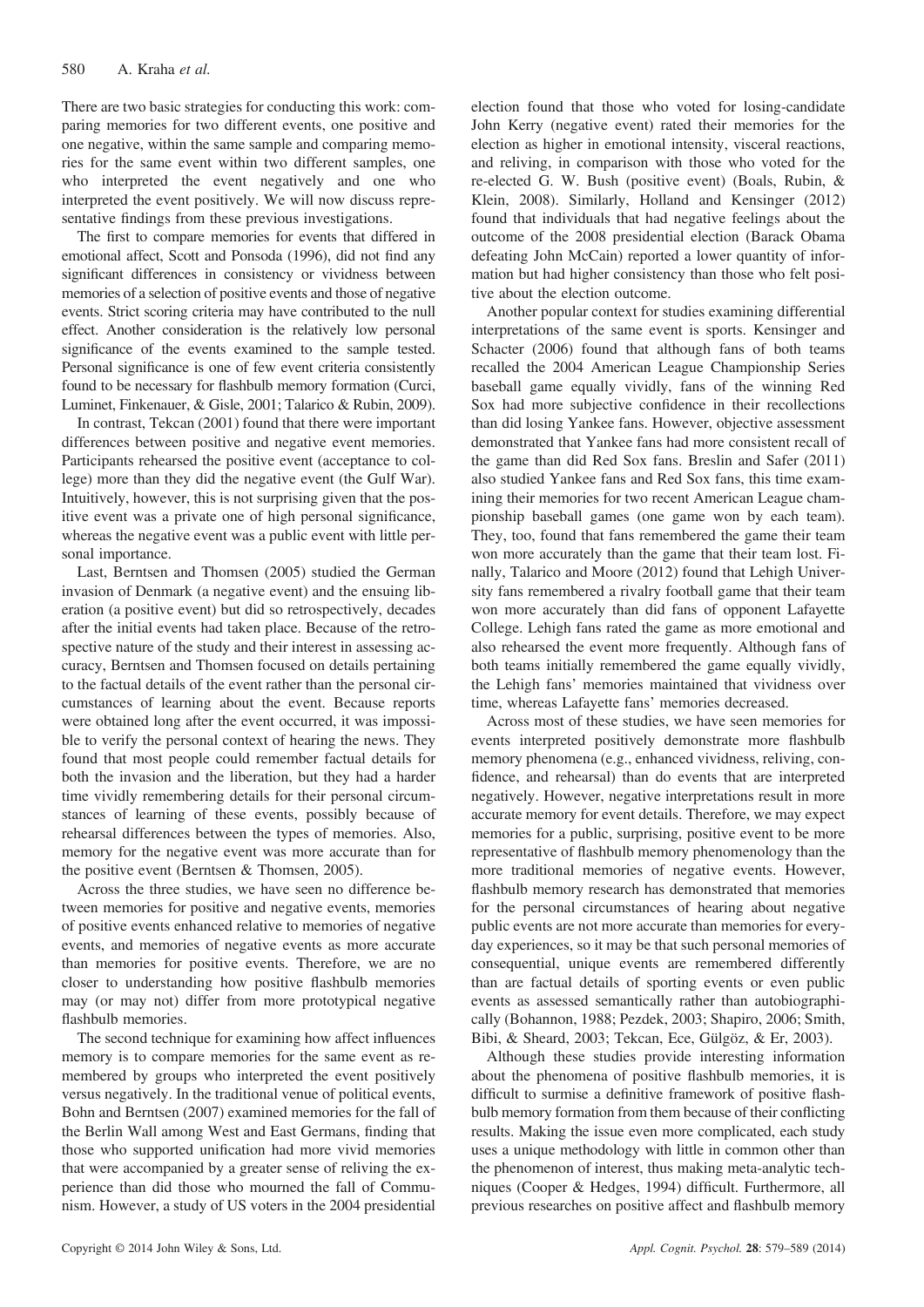There are two basic strategies for conducting this work: comparing memories for two different events, one positive and one negative, within the same sample and comparing memories for the same event within two different samples, one who interpreted the event negatively and one who interpreted the event positively. We will now discuss representative findings from these previous investigations.

The first to compare memories for events that differed in emotional affect, Scott and Ponsoda (1996), did not find any significant differences in consistency or vividness between memories of a selection of positive events and those of negative events. Strict scoring criteria may have contributed to the null effect. Another consideration is the relatively low personal significance of the events examined to the sample tested. Personal significance is one of few event criteria consistently found to be necessary for flashbulb memory formation (Curci, Luminet, Finkenauer, & Gisle, 2001; Talarico & Rubin, 2009).

In contrast, Tekcan (2001) found that there were important differences between positive and negative event memories. Participants rehearsed the positive event (acceptance to college) more than they did the negative event (the Gulf War). Intuitively, however, this is not surprising given that the positive event was a private one of high personal significance, whereas the negative event was a public event with little personal importance.

Last, Berntsen and Thomsen (2005) studied the German invasion of Denmark (a negative event) and the ensuing liberation (a positive event) but did so retrospectively, decades after the initial events had taken place. Because of the retrospective nature of the study and their interest in assessing accuracy, Berntsen and Thomsen focused on details pertaining to the factual details of the event rather than the personal circumstances of learning about the event. Because reports were obtained long after the event occurred, it was impossible to verify the personal context of hearing the news. They found that most people could remember factual details for both the invasion and the liberation, but they had a harder time vividly remembering details for their personal circumstances of learning of these events, possibly because of rehearsal differences between the types of memories. Also, memory for the negative event was more accurate than for the positive event (Berntsen & Thomsen, 2005).

Across the three studies, we have seen no difference between memories for positive and negative events, memories of positive events enhanced relative to memories of negative events, and memories of negative events as more accurate than memories for positive events. Therefore, we are no closer to understanding how positive flashbulb memories may (or may not) differ from more prototypical negative flashbulb memories.

The second technique for examining how affect influences memory is to compare memories for the same event as remembered by groups who interpreted the event positively versus negatively. In the traditional venue of political events, Bohn and Berntsen (2007) examined memories for the fall of the Berlin Wall among West and East Germans, finding that those who supported unification had more vivid memories that were accompanied by a greater sense of reliving the experience than did those who mourned the fall of Communism. However, a study of US voters in the 2004 presidential election found that those who voted for losing-candidate John Kerry (negative event) rated their memories for the election as higher in emotional intensity, visceral reactions, and reliving, in comparison with those who voted for the re-elected G. W. Bush (positive event) (Boals, Rubin, & Klein, 2008). Similarly, Holland and Kensinger (2012) found that individuals that had negative feelings about the outcome of the 2008 presidential election (Barack Obama defeating John McCain) reported a lower quantity of information but had higher consistency than those who felt positive about the election outcome.

Another popular context for studies examining differential interpretations of the same event is sports. Kensinger and Schacter (2006) found that although fans of both teams recalled the 2004 American League Championship Series baseball game equally vividly, fans of the winning Red Sox had more subjective confidence in their recollections than did losing Yankee fans. However, objective assessment demonstrated that Yankee fans had more consistent recall of the game than did Red Sox fans. Breslin and Safer (2011) also studied Yankee fans and Red Sox fans, this time examining their memories for two recent American League championship baseball games (one game won by each team). They, too, found that fans remembered the game their team won more accurately than the game that their team lost. Finally, Talarico and Moore (2012) found that Lehigh University fans remembered a rivalry football game that their team won more accurately than did fans of opponent Lafayette College. Lehigh fans rated the game as more emotional and also rehearsed the event more frequently. Although fans of both teams initially remembered the game equally vividly, the Lehigh fans' memories maintained that vividness over time, whereas Lafayette fans' memories decreased.

Across most of these studies, we have seen memories for events interpreted positively demonstrate more flashbulb memory phenomena (e.g., enhanced vividness, reliving, confidence, and rehearsal) than do events that are interpreted negatively. However, negative interpretations result in more accurate memory for event details. Therefore, we may expect memories for a public, surprising, positive event to be more representative of flashbulb memory phenomenology than the more traditional memories of negative events. However, flashbulb memory research has demonstrated that memories for the personal circumstances of hearing about negative public events are not more accurate than memories for everyday experiences, so it may be that such personal memories of consequential, unique events are remembered differently than are factual details of sporting events or even public events as assessed semantically rather than autobiographically (Bohannon, 1988; Pezdek, 2003; Shapiro, 2006; Smith, Bibi, & Sheard, 2003; Tekcan, Ece, Gülgöz, & Er, 2003).

Although these studies provide interesting information about the phenomena of positive flashbulb memories, it is difficult to surmise a definitive framework of positive flashbulb memory formation from them because of their conflicting results. Making the issue even more complicated, each study uses a unique methodology with little in common other than the phenomenon of interest, thus making meta-analytic techniques (Cooper & Hedges, 1994) difficult. Furthermore, all previous researches on positive affect and flashbulb memory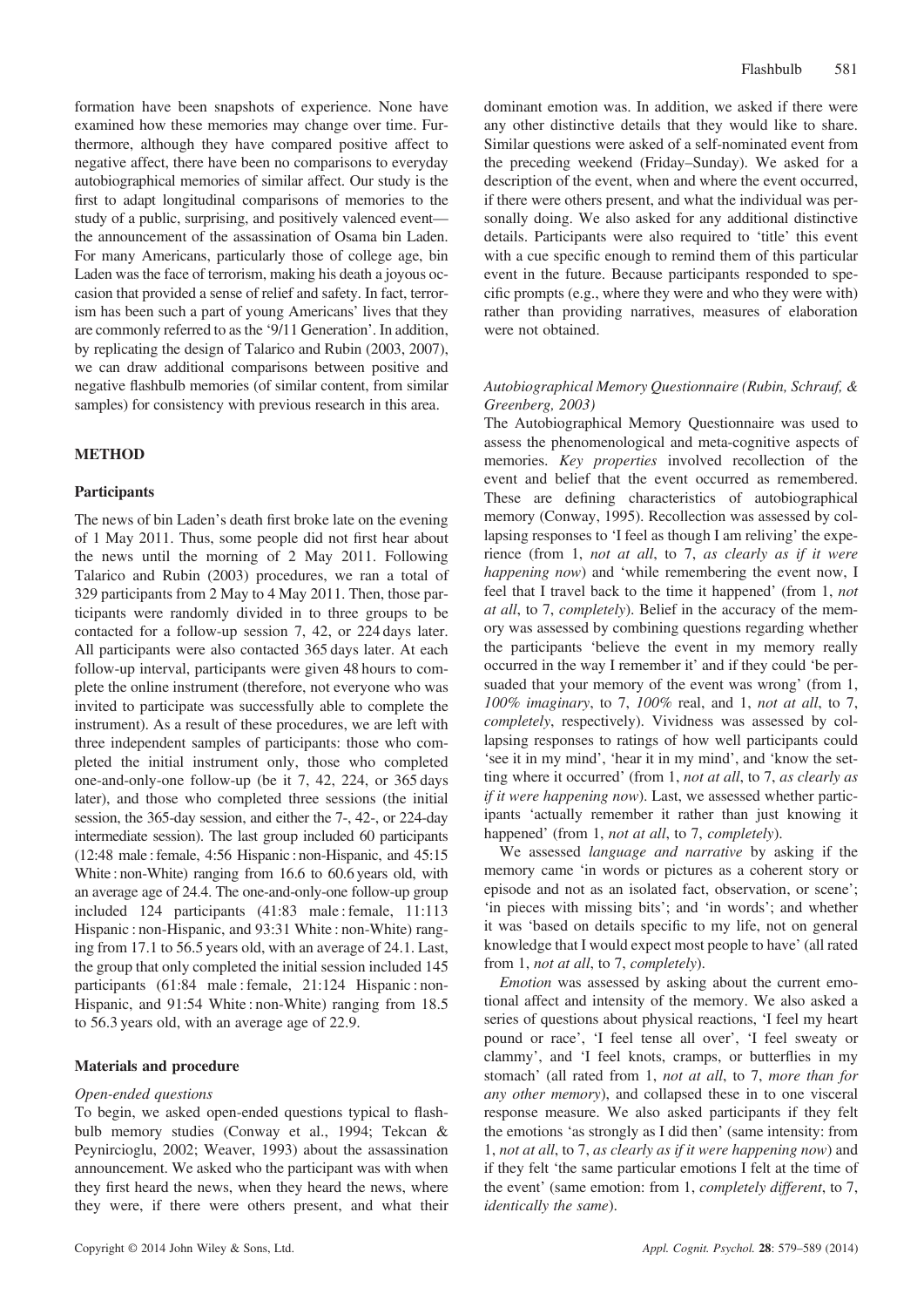formation have been snapshots of experience. None have examined how these memories may change over time. Furthermore, although they have compared positive affect to negative affect, there have been no comparisons to everyday autobiographical memories of similar affect. Our study is the first to adapt longitudinal comparisons of memories to the study of a public, surprising, and positively valenced event—the announcement of the assassination of Osama bin Laden. For many Americans, particularly those of college age, bin Laden was the face of terrorism, making his death a joyous occasion that provided a sense of relief and safety. In fact, terrorism has been such a part of young Americans' lives that they are commonly referred to as the '9/11 Generation'. In addition, by replicating the design of Talarico and Rubin (2003, 2007), we can draw additional comparisons between positive and negative flashbulb memories (of similar content, from similar samples) for consistency with previous research in this area.

## METHOD

### Participants

The news of bin Laden's death first broke late on the evening of 1 May 2011. Thus, some people did not first hear about the news until the morning of 2 May 2011. Following Talarico and Rubin (2003) procedures, we ran a total of 329 participants from 2 May to 4 May 2011. Then, those participants were randomly divided in to three groups to be contacted for a follow-up session 7, 42, or 224 days later. All participants were also contacted 365 days later. At each follow-up interval, participants were given 48 hours to complete the online instrument (therefore, not everyone who was invited to participate was successfully able to complete the instrument). As a result of these procedures, we are left with three independent samples of participants: those who completed the initial instrument only, those who completed one-and-only-one follow-up (be it 7, 42, 224, or 365 days later), and those who completed three sessions (the initial session, the 365-day session, and either the 7-, 42-, or 224-day intermediate session). The last group included 60 participants (12:48 male : female, 4:56 Hispanic : non-Hispanic, and 45:15 White : non-White) ranging from 16.6 to 60.6 years old, with an average age of 24.4. The one-and-only-one follow-up group included 124 participants (41:83 male : female, 11:113 Hispanic : non-Hispanic, and 93:31 White : non-White) ranging from 17.1 to 56.5 years old, with an average of 24.1. Last, the group that only completed the initial session included 145 participants (61:84 male : female, 21:124 Hispanic : non-Hispanic, and 91:54 White : non-White) ranging from 18.5 to 56.3 years old, with an average age of 22.9.

### Materials and procedure

#### *Open-ended questions*

To begin, we asked open-ended questions typical to flashbulb memory studies (Conway et al., 1994; Tekcan & Peynircioglu, 2002; Weaver, 1993) about the assassination announcement. We asked who the participant was with when they first heard the news, when they heard the news, where they were, if there were others present, and what their dominant emotion was. In addition, we asked if there were any other distinctive details that they would like to share. Similar questions were asked of a self-nominated event from the preceding weekend (Friday–Sunday). We asked for a description of the event, when and where the event occurred, if there were others present, and what the individual was personally doing. We also asked for any additional distinctive details. Participants were also required to 'title' this event with a cue specific enough to remind them of this particular event in the future. Because participants responded to specific prompts (e.g., where they were and who they were with) rather than providing narratives, measures of elaboration were not obtained.

#### *Autobiographical Memory Questionnaire (Rubin, Schrauf, & Greenberg, 2003)*

The Autobiographical Memory Questionnaire was used to assess the phenomenological and meta-cognitive aspects of memories. *Key properties* involved recollection of the event and belief that the event occurred as remembered. These are defining characteristics of autobiographical memory (Conway, 1995). Recollection was assessed by collapsing responses to 'I feel as though I am reliving' the experience (from 1, *not at all*, to 7, *as clearly as if it were happening now*) and 'while remembering the event now, I feel that I travel back to the time it happened' (from 1, *not at all*, to 7, *completely*). Belief in the accuracy of the memory was assessed by combining questions regarding whether the participants 'believe the event in my memory really occurred in the way I remember it' and if they could 'be persuaded that your memory of the event was wrong' (from 1, *100% imaginary*, to 7, *100%* real, and 1, *not at all*, to 7, *completely*, respectively). Vividness was assessed by collapsing responses to ratings of how well participants could 'see it in my mind', 'hear it in my mind', and 'know the setting where it occurred' (from 1, *not at all*, to 7, *as clearly as if it were happening now*). Last, we assessed whether participants 'actually remember it rather than just knowing it happened' (from 1, *not at all*, to 7, *completely*).

We assessed *language and narrative* by asking if the memory came 'in words or pictures as a coherent story or episode and not as an isolated fact, observation, or scene'; 'in pieces with missing bits'; and 'in words'; and whether it was 'based on details specific to my life, not on general knowledge that I would expect most people to have' (all rated from 1, *not at all*, to 7, *completely*).

*Emotion* was assessed by asking about the current emotional affect and intensity of the memory. We also asked a series of questions about physical reactions, 'I feel my heart pound or race', 'I feel tense all over', 'I feel sweaty or clammy', and 'I feel knots, cramps, or butterflies in my stomach' (all rated from 1, *not at all*, to 7, *more than for any other memory*), and collapsed these in to one visceral response measure. We also asked participants if they felt the emotions 'as strongly as I did then' (same intensity: from 1, *not at all*, to 7, *as clearly as if it were happening now*) and if they felt 'the same particular emotions I felt at the time of the event' (same emotion: from 1, *completely different*, to 7, *identically the same*).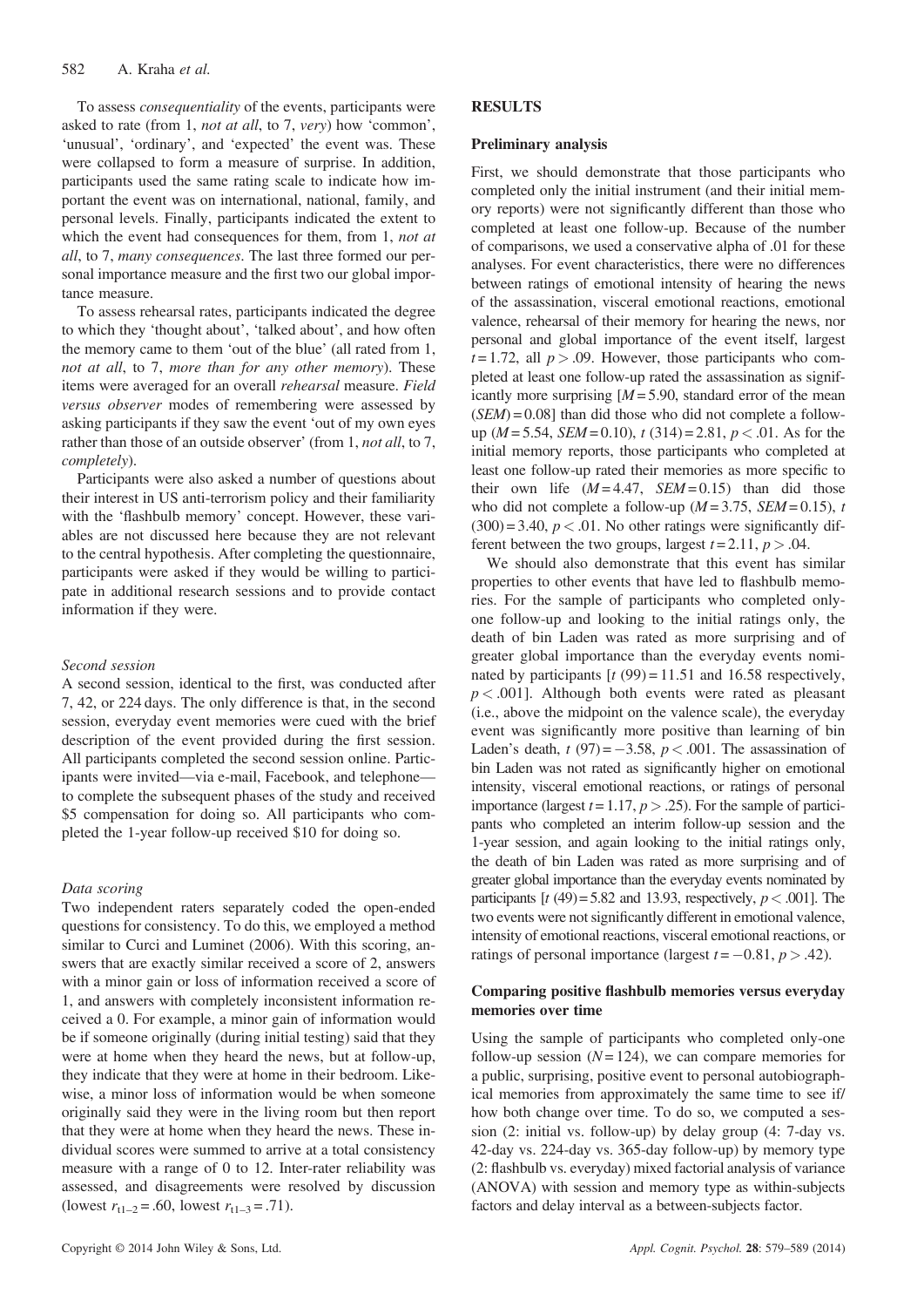To assess *consequentiality* of the events, participants were asked to rate (from 1, *not at all*, to 7, *very*) how 'common', 'unusual', 'ordinary', and 'expected' the event was. These were collapsed to form a measure of surprise. In addition, participants used the same rating scale to indicate how important the event was on international, national, family, and personal levels. Finally, participants indicated the extent to which the event had consequences for them, from 1, *not at all*, to 7, *many consequences*. The last three formed our personal importance measure and the first two our global importance measure.

To assess rehearsal rates, participants indicated the degree to which they 'thought about', 'talked about', and how often the memory came to them 'out of the blue' (all rated from 1, *not at all*, to 7, *more than for any other memory*). These items were averaged for an overall *rehearsal* measure. *Field versus observer* modes of remembering were assessed by asking participants if they saw the event 'out of my own eyes rather than those of an outside observer' (from 1, *not all*, to 7, *completely*).

Participants were also asked a number of questions about their interest in US anti-terrorism policy and their familiarity with the 'flashbulb memory' concept. However, these variables are not discussed here because they are not relevant to the central hypothesis. After completing the questionnaire, participants were asked if they would be willing to participate in additional research sessions and to provide contact information if they were.

*Second session*

A second session, identical to the first, was conducted after 7, 42, or 224 days. The only difference is that, in the second session, everyday event memories were cued with the brief description of the event provided during the first session. All participants completed the second session online. Participants were invited—via e-mail, Facebook, and telephone—to complete the subsequent phases of the study and received \$5 compensation for doing so. All participants who completed the 1-year follow-up received \$10 for doing so.

*Data scoring*

Two independent raters separately coded the open-ended questions for consistency. To do this, we employed a method similar to Curci and Luminet (2006). With this scoring, answers that are exactly similar received a score of 2, answers with a minor gain or loss of information received a score of 1, and answers with completely inconsistent information received a 0. For example, a minor gain of information would be if someone originally (during initial testing) said that they were at home when they heard the news, but at follow-up, they indicate that they were at home in their bedroom. Likewise, a minor loss of information would be when someone originally said they were in the living room but then report that they were at home when they heard the news. These individual scores were summed to arrive at a total consistency measure with a range of 0 to 12. Inter-rater reliability was assessed, and disagreements were resolved by discussion (lowest $r_{t1-2} = .60$, lowest $r_{t1-3} = .71$).

## RESULTS

### Preliminary analysis

First, we should demonstrate that those participants who completed only the initial instrument (and their initial memory reports) were not significantly different than those who completed at least one follow-up. Because of the number of comparisons, we used a conservative alpha of .01 for these analyses. For event characteristics, there were no differences between ratings of emotional intensity of hearing the news of the assassination, visceral emotional reactions, emotional valence, rehearsal of their memory for hearing the news, nor personal and global importance of the event itself, largest $t = 1.72$, all $p > .09$. However, those participants who completed at least one follow-up rated the assassination as significantly more surprising [$M = 5.90$, standard error of the mean ($SEM$) = 0.08] than did those who did not complete a follow-up ($M = 5.54$, $SEM = 0.10$), $t$ (314) = 2.81, $p < .01$. As for the initial memory reports, those participants who completed at least one follow-up rated their memories as more specific to their own life ($M = 4.47$, $SEM = 0.15$) than did those who did not complete a follow-up ($M = 3.75$, $SEM = 0.15$), $t$ (300) = 3.40, $p < .01$. No other ratings were significantly different between the two groups, largest $t = 2.11$, $p > .04$.

We should also demonstrate that this event has similar properties to other events that have led to flashbulb memories. For the sample of participants who completed only-one follow-up and looking to the initial ratings only, the death of bin Laden was rated as more surprising and of greater global importance than the everyday events nominated by participants [$t$ (99) = 11.51 and 16.58 respectively, $p < .001$]. Although both events were rated as pleasant (i.e., above the midpoint on the valence scale), the everyday event was significantly more positive than learning of bin Laden's death, $t$ (97) = −3.58, $p < .001$. The assassination of bin Laden was not rated as significantly higher on emotional intensity, visceral emotional reactions, or ratings of personal importance (largest $t = 1.17$, $p > .25$). For the sample of participants who completed an interim follow-up session and the 1-year session, and again looking to the initial ratings only, the death of bin Laden was rated as more surprising and of greater global importance than the everyday events nominated by participants [$t$ (49) = 5.82 and 13.93, respectively, $p < .001$]. The two events were not significantly different in emotional valence, intensity of emotional reactions, visceral emotional reactions, or ratings of personal importance (largest $t = -0.81$, $p > .42$).

### Comparing positive flashbulb memories versus everyday memories over time

Using the sample of participants who completed only-one follow-up session ($N = 124$), we can compare memories for a public, surprising, positive event to personal autobiographical memories from approximately the same time to see if/how both change over time. To do so, we computed a session (2: initial vs. follow-up) by delay group (4: 7-day vs. 42-day vs. 224-day vs. 365-day follow-up) by memory type (2: flashbulb vs. everyday) mixed factorial analysis of variance (ANOVA) with session and memory type as within-subjects factors and delay interval as a between-subjects factor.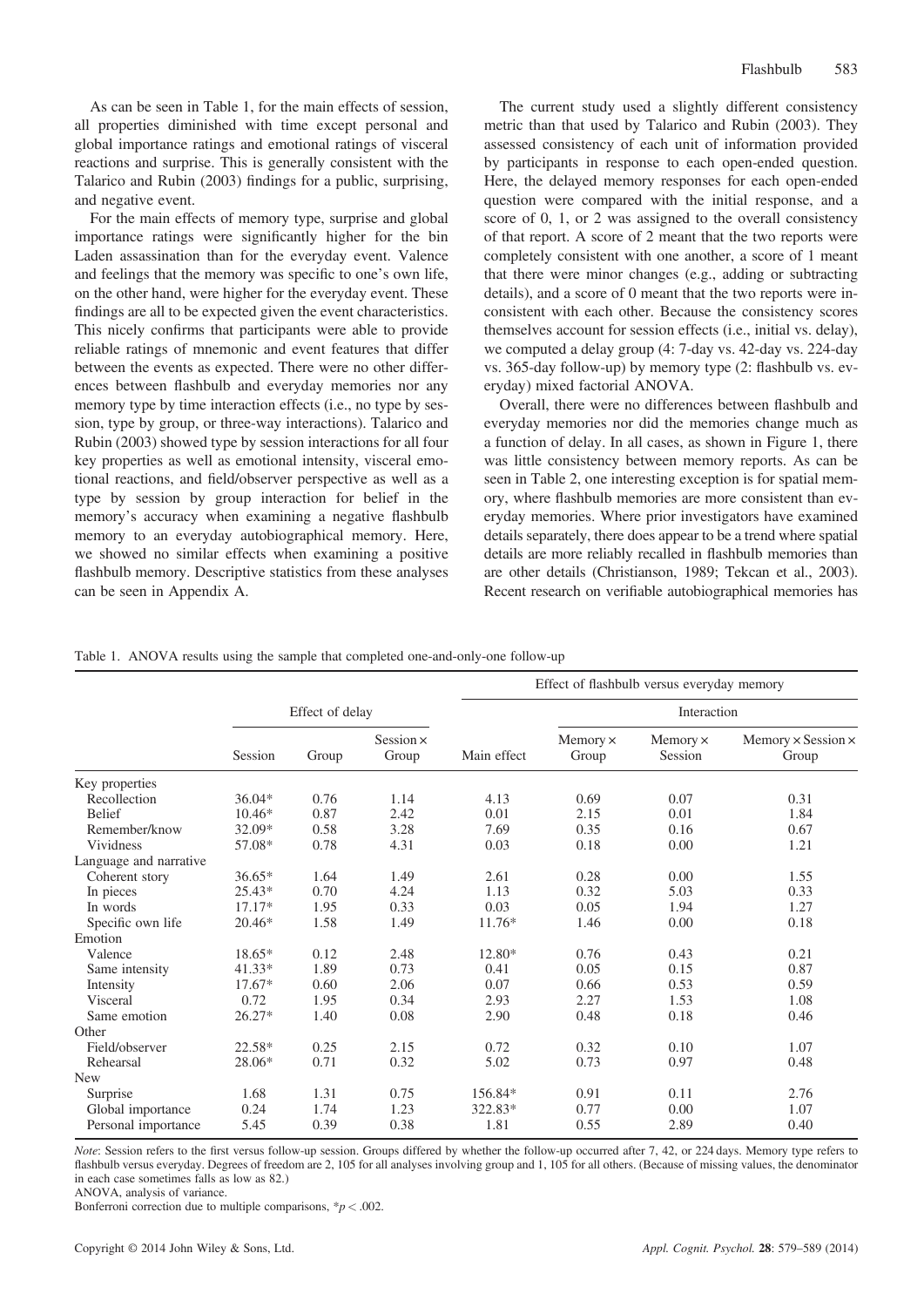As can be seen in Table 1, for the main effects of session, all properties diminished with time except personal and global importance ratings and emotional ratings of visceral reactions and surprise. This is generally consistent with the Talarico and Rubin (2003) findings for a public, surprising, and negative event.

For the main effects of memory type, surprise and global importance ratings were significantly higher for the bin Laden assassination than for the everyday event. Valence and feelings that the memory was specific to one's own life, on the other hand, were higher for the everyday event. These findings are all to be expected given the event characteristics. This nicely confirms that participants were able to provide reliable ratings of mnemonic and event features that differ between the events as expected. There were no other differences between flashbulb and everyday memories nor any memory type by time interaction effects (i.e., no type by session, type by group, or three-way interactions). Talarico and Rubin (2003) showed type by session interactions for all four key properties as well as emotional intensity, visceral emotional reactions, and field/observer perspective as well as a type by session by group interaction for belief in the memory's accuracy when examining a negative flashbulb memory to an everyday autobiographical memory. Here, we showed no similar effects when examining a positive flashbulb memory. Descriptive statistics from these analyses can be seen in Appendix A.

The current study used a slightly different consistency metric than that used by Talarico and Rubin (2003). They assessed consistency of each unit of information provided by participants in response to each open-ended question. Here, the delayed memory responses for each open-ended question were compared with the initial response, and a score of 0, 1, or 2 was assigned to the overall consistency of that report. A score of 2 meant that the two reports were completely consistent with one another, a score of 1 meant that there were minor changes (e.g., adding or subtracting details), and a score of 0 meant that the two reports were inconsistent with each other. Because the consistency scores themselves account for session effects (i.e., initial vs. delay), we computed a delay group (4: 7-day vs. 42-day vs. 224-day vs. 365-day follow-up) by memory type (2: flashbulb vs. everyday) mixed factorial ANOVA.

Overall, there were no differences between flashbulb and everyday memories nor did the memories change much as a function of delay. In all cases, as shown in Figure 1, there was little consistency between memory reports. As can be seen in Table 2, one interesting exception is for spatial memory, where flashbulb memories are more consistent than everyday memories. Where prior investigators have examined details separately, there does appear to be a trend where spatial details are more reliably recalled in flashbulb memories than are other details (Christianson, 1989; Tekcan et al., 2003). Recent research on verifiable autobiographical memories has

Table 1. ANOVA results using the sample that completed one-and-only-one follow-up

| | Effect of delay | | | Effect of flashbulb versus everyday memory | | | |
|---|---|---|---|---|---|---|---|
| | | | | | Interaction | | |
| | Session | Group | Session × Group | Main effect | Memory × Group | Memory × Session | Memory × Session × Group |
| Key properties | | | | | | | |
| Recollection | 36.04* | 0.76 | 1.14 | 4.13 | 0.69 | 0.07 | 0.31 |
| Belief | 10.46* | 0.87 | 2.42 | 0.01 | 2.15 | 0.01 | 1.84 |
| Remember/know | 32.09* | 0.58 | 3.28 | 7.69 | 0.35 | 0.16 | 0.67 |
| Vividness | 57.08* | 0.78 | 4.31 | 0.03 | 0.18 | 0.00 | 1.21 |
| Language and narrative | | | | | | | |
| Coherent story | 36.65* | 1.64 | 1.49 | 2.61 | 0.28 | 0.00 | 1.55 |
| In pieces | 25.43* | 0.70 | 4.24 | 1.13 | 0.32 | 5.03 | 0.33 |
| In words | 17.17* | 1.95 | 0.33 | 0.03 | 0.05 | 1.94 | 1.27 |
| Specific own life | 20.46* | 1.58 | 1.49 | 11.76* | 1.46 | 0.00 | 0.18 |
| Emotion | | | | | | | |
| Valence | 18.65* | 0.12 | 2.48 | 12.80* | 0.76 | 0.43 | 0.21 |
| Same intensity | 41.33* | 1.89 | 0.73 | 0.41 | 0.05 | 0.15 | 0.87 |
| Intensity | 17.67* | 0.60 | 2.06 | 0.07 | 0.66 | 0.53 | 0.59 |
| Visceral | 0.72 | 1.95 | 0.34 | 2.93 | 2.27 | 1.53 | 1.08 |
| Same emotion | 26.27* | 1.40 | 0.08 | 2.90 | 0.48 | 0.18 | 0.46 |
| Other | | | | | | | |
| Field/observer | 22.58* | 0.25 | 2.15 | 0.72 | 0.32 | 0.10 | 1.07 |
| Rehearsal | 28.06* | 0.71 | 0.32 | 5.02 | 0.73 | 0.97 | 0.48 |
| New | | | | | | | |
| Surprise | 1.68 | 1.31 | 0.75 | 156.84* | 0.91 | 0.11 | 2.76 |
| Global importance | 0.24 | 1.74 | 1.23 | 322.83* | 0.77 | 0.00 | 1.07 |
| Personal importance | 5.45 | 0.39 | 0.38 | 1.81 | 0.55 | 2.89 | 0.40 |

*Note*: Session refers to the first versus follow-up session. Groups differed by whether the follow-up occurred after 7, 42, or 224 days. Memory type refers to flashbulb versus everyday. Degrees of freedom are 2, 105 for all analyses involving group and 1, 105 for all others. (Because of missing values, the denominator in each case sometimes falls as low as 82.)

ANOVA, analysis of variance.

Bonferroni correction due to multiple comparisons, $*p < .002$.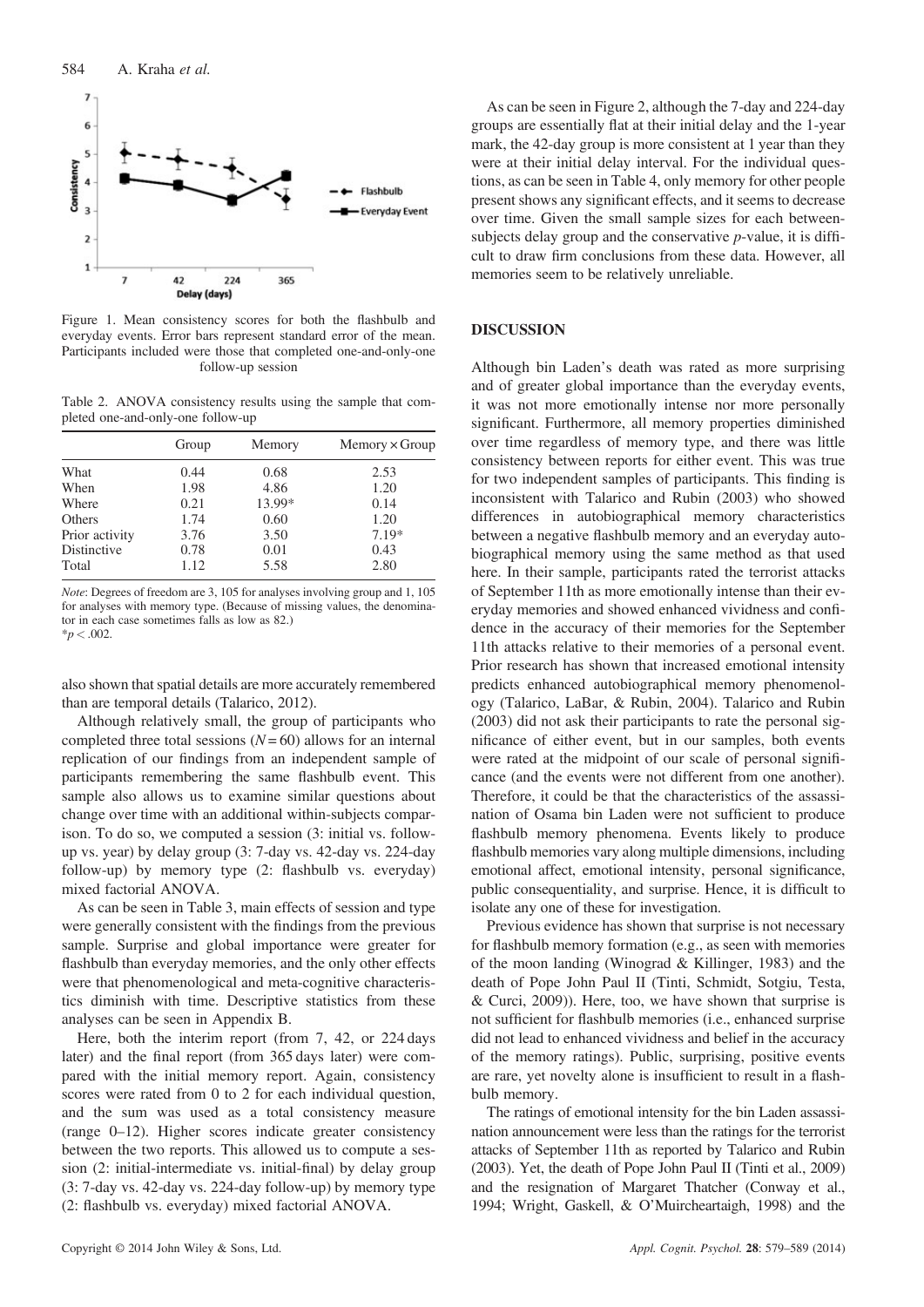Figure 1. Mean consistency scores for both the flashbulb and everyday events. Error bars represent standard error of the mean. Participants included were those that completed one-and-only-one follow-up session

Table 2. ANOVA consistency results using the sample that completed one-and-only-one follow-up

| | Group | Memory | Memory × Group |
|---|---|---|---|
| What | 0.44 | 0.68 | 2.53 |
| When | 1.98 | 4.86 | 1.20 |
| Where | 0.21 | 13.99* | 0.14 |
| Others | 1.74 | 0.60 | 1.20 |
| Prior activity | 3.76 | 3.50 | 7.19* |
| Distinctive | 0.78 | 0.01 | 0.43 |
| Total | 1.12 | 5.58 | 2.80 |

*Note*: Degrees of freedom are 3, 105 for analyses involving group and 1, 105 for analyses with memory type. (Because of missing values, the denominator in each case sometimes falls as low as 82.)
$^{*}p < .002$.

also shown that spatial details are more accurately remembered than are temporal details (Talarico, 2012).

Although relatively small, the group of participants who completed three total sessions ($N = 60$) allows for an internal replication of our findings from an independent sample of participants remembering the same flashbulb event. This sample also allows us to examine similar questions about change over time with an additional within-subjects comparison. To do so, we computed a session (3: initial vs. follow-up vs. year) by delay group (3: 7-day vs. 42-day vs. 224-day follow-up) by memory type (2: flashbulb vs. everyday) mixed factorial ANOVA.

As can be seen in Table 3, main effects of session and type were generally consistent with the findings from the previous sample. Surprise and global importance were greater for flashbulb than everyday memories, and the only other effects were that phenomenological and meta-cognitive characteristics diminish with time. Descriptive statistics from these analyses can be seen in Appendix B.

Here, both the interim report (from 7, 42, or 224 days later) and the final report (from 365 days later) were compared with the initial memory report. Again, consistency scores were rated from 0 to 2 for each individual question, and the sum was used as a total consistency measure (range 0–12). Higher scores indicate greater consistency between the two reports. This allowed us to compute a session (2: initial-intermediate vs. initial-final) by delay group (3: 7-day vs. 42-day vs. 224-day follow-up) by memory type (2: flashbulb vs. everyday) mixed factorial ANOVA.

As can be seen in Figure 2, although the 7-day and 224-day groups are essentially flat at their initial delay and the 1-year mark, the 42-day group is more consistent at 1 year than they were at their initial delay interval. For the individual questions, as can be seen in Table 4, only memory for other people present shows any significant effects, and it seems to decrease over time. Given the small sample sizes for each between-subjects delay group and the conservative $p$-value, it is difficult to draw firm conclusions from these data. However, all memories seem to be relatively unreliable.

## DISCUSSION

Although bin Laden's death was rated as more surprising and of greater global importance than the everyday events, it was not more emotionally intense nor more personally significant. Furthermore, all memory properties diminished over time regardless of memory type, and there was little consistency between reports for either event. This was true for two independent samples of participants. This finding is inconsistent with Talarico and Rubin (2003) who showed differences in autobiographical memory characteristics between a negative flashbulb memory and an everyday autobiographical memory using the same method as that used here. In their sample, participants rated the terrorist attacks of September 11th as more emotionally intense than their everyday memories and showed enhanced vividness and confidence in the accuracy of their memories for the September 11th attacks relative to their memories of a personal event. Prior research has shown that increased emotional intensity predicts enhanced autobiographical memory phenomenology (Talarico, LaBar, & Rubin, 2004). Talarico and Rubin (2003) did not ask their participants to rate the personal significance of either event, but in our samples, both events were rated at the midpoint of our scale of personal significance (and the events were not different from one another). Therefore, it could be that the characteristics of the assassination of Osama bin Laden were not sufficient to produce flashbulb memory phenomena. Events likely to produce flashbulb memories vary along multiple dimensions, including emotional affect, emotional intensity, personal significance, public consequentiality, and surprise. Hence, it is difficult to isolate any one of these for investigation.

Previous evidence has shown that surprise is not necessary for flashbulb memory formation (e.g., as seen with memories of the moon landing (Winograd & Killinger, 1983) and the death of Pope John Paul II (Tinti, Schmidt, Sotgiu, Testa, & Curci, 2009)). Here, too, we have shown that surprise is not sufficient for flashbulb memories (i.e., enhanced surprise did not lead to enhanced vividness and belief in the accuracy of the memory ratings). Public, surprising, positive events are rare, yet novelty alone is insufficient to result in a flashbulb memory.

The ratings of emotional intensity for the bin Laden assassination announcement were less than the ratings for the terrorist attacks of September 11th as reported by Talarico and Rubin (2003). Yet, the death of Pope John Paul II (Tinti et al., 2009) and the resignation of Margaret Thatcher (Conway et al., 1994; Wright, Gaskell, & O'Muircheartaigh, 1998) and the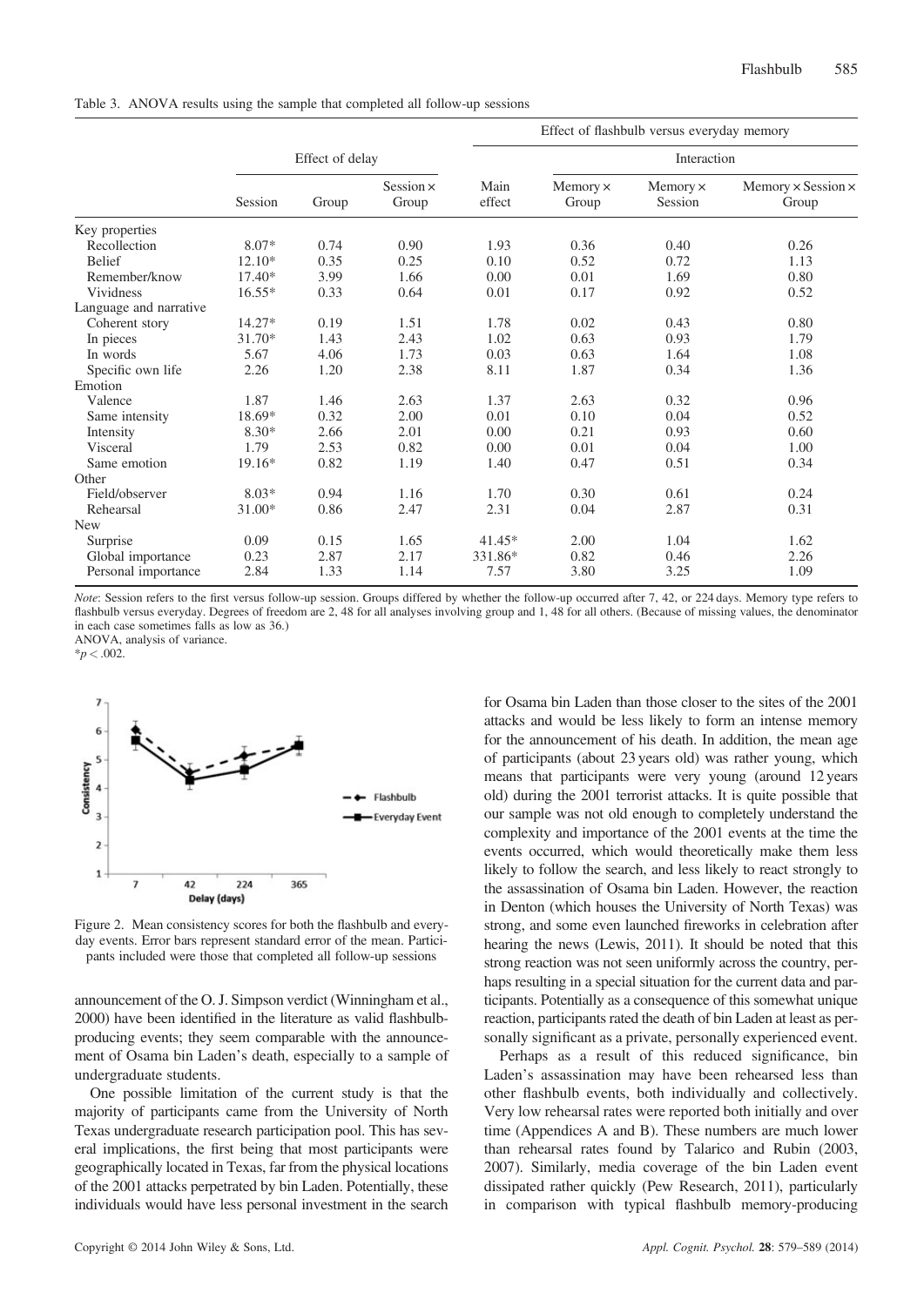Table 3. ANOVA results using the sample that completed all follow-up sessions

| | Effect of delay | | | Effect of flashbulb versus everyday memory | | | |
|---|---|---|---|---|---|---|---|
| | | | | | Interaction | | |
| | Session | Group | Session × Group | Main effect | Memory × Group | Memory × Session | Memory × Session × Group |
| Key properties | | | | | | | |
| Recollection | 8.07* | 0.74 | 0.90 | 1.93 | 0.36 | 0.40 | 0.26 |
| Belief | 12.10* | 0.35 | 0.25 | 0.10 | 0.52 | 0.72 | 1.13 |
| Remember/know | 17.40* | 3.99 | 1.66 | 0.00 | 0.01 | 1.69 | 0.80 |
| Vividness | 16.55* | 0.33 | 0.64 | 0.01 | 0.17 | 0.92 | 0.52 |
| Language and narrative | | | | | | | |
| Coherent story | 14.27* | 0.19 | 1.51 | 1.78 | 0.02 | 0.43 | 0.80 |
| In pieces | 31.70* | 1.43 | 2.43 | 1.02 | 0.63 | 0.93 | 1.79 |
| In words | 5.67 | 4.06 | 1.73 | 0.03 | 0.63 | 1.64 | 1.08 |
| Specific own life | 2.26 | 1.20 | 2.38 | 8.11 | 1.87 | 0.34 | 1.36 |
| Emotion | | | | | | | |
| Valence | 1.87 | 1.46 | 2.63 | 1.37 | 2.63 | 0.32 | 0.96 |
| Same intensity | 18.69* | 0.32 | 2.00 | 0.01 | 0.10 | 0.04 | 0.52 |
| Intensity | 8.30* | 2.66 | 2.01 | 0.00 | 0.21 | 0.93 | 0.60 |
| Visceral | 1.79 | 2.53 | 0.82 | 0.00 | 0.01 | 0.04 | 1.00 |
| Same emotion | 19.16* | 0.82 | 1.19 | 1.40 | 0.47 | 0.51 | 0.34 |
| Other | | | | | | | |
| Field/observer | 8.03* | 0.94 | 1.16 | 1.70 | 0.30 | 0.61 | 0.24 |
| Rehearsal | 31.00* | 0.86 | 2.47 | 2.31 | 0.04 | 2.87 | 0.31 |
| New | | | | | | | |
| Surprise | 0.09 | 0.15 | 1.65 | 41.45* | 2.00 | 1.04 | 1.62 |
| Global importance | 0.23 | 2.87 | 2.17 | 331.86* | 0.82 | 0.46 | 2.26 |
| Personal importance | 2.84 | 1.33 | 1.14 | 7.57 | 3.80 | 3.25 | 1.09 |

*Note*: Session refers to the first versus follow-up session. Groups differed by whether the follow-up occurred after 7, 42, or 224 days. Memory type refers to flashbulb versus everyday. Degrees of freedom are 2, 48 for all analyses involving group and 1, 48 for all others. (Because of missing values, the denominator in each case sometimes falls as low as 36.)
ANOVA, analysis of variance.
*$p < .002$.

Figure 2. Mean consistency scores for both the flashbulb and everyday events. Error bars represent standard error of the mean. Participants included were those that completed all follow-up sessions

announcement of the O. J. Simpson verdict (Winningham et al., 2000) have been identified in the literature as valid flashbulb-producing events; they seem comparable with the announcement of Osama bin Laden's death, especially to a sample of undergraduate students.

One possible limitation of the current study is that the majority of participants came from the University of North Texas undergraduate research participation pool. This has several implications, the first being that most participants were geographically located in Texas, far from the physical locations of the 2001 attacks perpetrated by bin Laden. Potentially, these individuals would have less personal investment in the search for Osama bin Laden than those closer to the sites of the 2001 attacks and would be less likely to form an intense memory for the announcement of his death. In addition, the mean age of participants (about 23 years old) was rather young, which means that participants were very young (around 12 years old) during the 2001 terrorist attacks. It is quite possible that our sample was not old enough to completely understand the complexity and importance of the 2001 events at the time the events occurred, which would theoretically make them less likely to follow the search, and less likely to react strongly to the assassination of Osama bin Laden. However, the reaction in Denton (which houses the University of North Texas) was strong, and some even launched fireworks in celebration after hearing the news (Lewis, 2011). It should be noted that this strong reaction was not seen uniformly across the country, perhaps resulting in a special situation for the current data and participants. Potentially as a consequence of this somewhat unique reaction, participants rated the death of bin Laden at least as personally significant as a private, personally experienced event.

Perhaps as a result of this reduced significance, bin Laden's assassination may have been rehearsed less than other flashbulb events, both individually and collectively. Very low rehearsal rates were reported both initially and over time (Appendices A and B). These numbers are much lower than rehearsal rates found by Talarico and Rubin (2003, 2007). Similarly, media coverage of the bin Laden event dissipated rather quickly (Pew Research, 2011), particularly in comparison with typical flashbulb memory-producing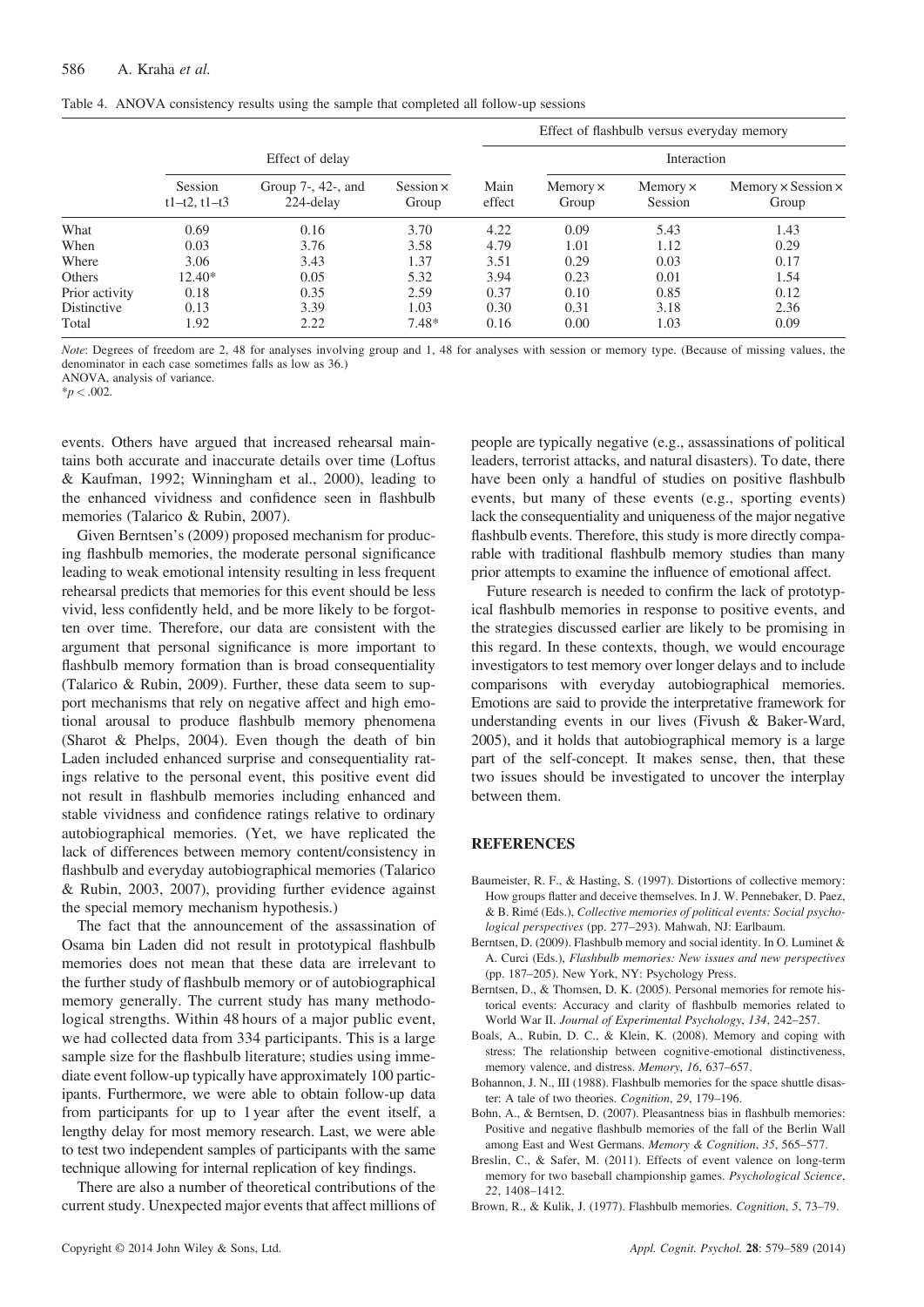Table 4. ANOVA consistency results using the sample that completed all follow-up sessions

| | Effect of delay | | | Effect of flashbulb versus everyday memory | | | |
|---|---|---|---|---|---|---|---|
| | | | | | Interaction | | |
| | Session t1–t2, t1–t3 | Group 7-, 42-, and 224-delay | Session × Group | Main effect | Memory × Group | Memory × Session | Memory × Session × Group |
| What | 0.69 | 0.16 | 3.70 | 4.22 | 0.09 | 5.43 | 1.43 |
| When | 0.03 | 3.76 | 3.58 | 4.79 | 1.01 | 1.12 | 0.29 |
| Where | 3.06 | 3.43 | 1.37 | 3.51 | 0.29 | 0.03 | 0.17 |
| Others | 12.40* | 0.05 | 5.32 | 3.94 | 0.23 | 0.01 | 1.54 |
| Prior activity | 0.18 | 0.35 | 2.59 | 0.37 | 0.10 | 0.85 | 0.12 |
| Distinctive | 0.13 | 3.39 | 1.03 | 0.30 | 0.31 | 3.18 | 2.36 |
| Total | 1.92 | 2.22 | 7.48* | 0.16 | 0.00 | 1.03 | 0.09 |

*Note*: Degrees of freedom are 2, 48 for analyses involving group and 1, 48 for analyses with session or memory type. (Because of missing values, the denominator in each case sometimes falls as low as 36.)
ANOVA, analysis of variance.
$^{*}p < .002$.

events. Others have argued that increased rehearsal maintains both accurate and inaccurate details over time (Loftus & Kaufman, 1992; Winningham et al., 2000), leading to the enhanced vividness and confidence seen in flashbulb memories (Talarico & Rubin, 2007).

Given Berntsen's (2009) proposed mechanism for producing flashbulb memories, the moderate personal significance leading to weak emotional intensity resulting in less frequent rehearsal predicts that memories for this event should be less vivid, less confidently held, and be more likely to be forgotten over time. Therefore, our data are consistent with the argument that personal significance is more important to flashbulb memory formation than is broad consequentiality (Talarico & Rubin, 2009). Further, these data seem to support mechanisms that rely on negative affect and high emotional arousal to produce flashbulb memory phenomena (Sharot & Phelps, 2004). Even though the death of bin Laden included enhanced surprise and consequentiality ratings relative to the personal event, this positive event did not result in flashbulb memories including enhanced and stable vividness and confidence ratings relative to ordinary autobiographical memories. (Yet, we have replicated the lack of differences between memory content/consistency in flashbulb and everyday autobiographical memories (Talarico & Rubin, 2003, 2007), providing further evidence against the special memory mechanism hypothesis.)

The fact that the announcement of the assassination of Osama bin Laden did not result in prototypical flashbulb memories does not mean that these data are irrelevant to the further study of flashbulb memory or of autobiographical memory generally. The current study has many methodological strengths. Within 48 hours of a major public event, we had collected data from 334 participants. This is a large sample size for the flashbulb literature; studies using immediate event follow-up typically have approximately 100 participants. Furthermore, we were able to obtain follow-up data from participants for up to 1 year after the event itself, a lengthy delay for most memory research. Last, we were able to test two independent samples of participants with the same technique allowing for internal replication of key findings.

There are also a number of theoretical contributions of the current study. Unexpected major events that affect millions of people are typically negative (e.g., assassinations of political leaders, terrorist attacks, and natural disasters). To date, there have been only a handful of studies on positive flashbulb events, but many of these events (e.g., sporting events) lack the consequentiality and uniqueness of the major negative flashbulb events. Therefore, this study is more directly comparable with traditional flashbulb memory studies than many prior attempts to examine the influence of emotional affect.

Future research is needed to confirm the lack of prototypical flashbulb memories in response to positive events, and the strategies discussed earlier are likely to be promising in this regard. In these contexts, though, we would encourage investigators to test memory over longer delays and to include comparisons with everyday autobiographical memories. Emotions are said to provide the interpretative framework for understanding events in our lives (Fivush & Baker-Ward, 2005), and it holds that autobiographical memory is a large part of the self-concept. It makes sense, then, that these two issues should be investigated to uncover the interplay between them.

## REFERENCES

Baumeister, R. F., & Hasting, S. (1997). Distortions of collective memory: How groups flatter and deceive themselves. In J. W. Pennebaker, D. Paez, & B. Rimé (Eds.), *Collective memories of political events: Social psychological perspectives* (pp. 277–293). Mahwah, NJ: Earlbaum.

Berntsen, D. (2009). Flashbulb memory and social identity. In O. Luminet & A. Curci (Eds.), *Flashbulb memories: New issues and new perspectives* (pp. 187–205). New York, NY: Psychology Press.

Berntsen, D., & Thomsen, D. K. (2005). Personal memories for remote historical events: Accuracy and clarity of flashbulb memories related to World War II. *Journal of Experimental Psychology*, *134*, 242–257.

Boals, A., Rubin, D. C., & Klein, K. (2008). Memory and coping with stress: The relationship between cognitive-emotional distinctiveness, memory valence, and distress. *Memory*, *16*, 637–657.

Bohannon, J. N., III (1988). Flashbulb memories for the space shuttle disaster: A tale of two theories. *Cognition*, *29*, 179–196.

Bohn, A., & Berntsen, D. (2007). Pleasantness bias in flashbulb memories: Positive and negative flashbulb memories of the fall of the Berlin Wall among East and West Germans. *Memory & Cognition*, *35*, 565–577.

Breslin, C., & Safer, M. (2011). Effects of event valence on long-term memory for two baseball championship games. *Psychological Science*, *22*, 1408–1412.

Brown, R., & Kulik, J. (1977). Flashbulb memories. *Cognition*, *5*, 73–79.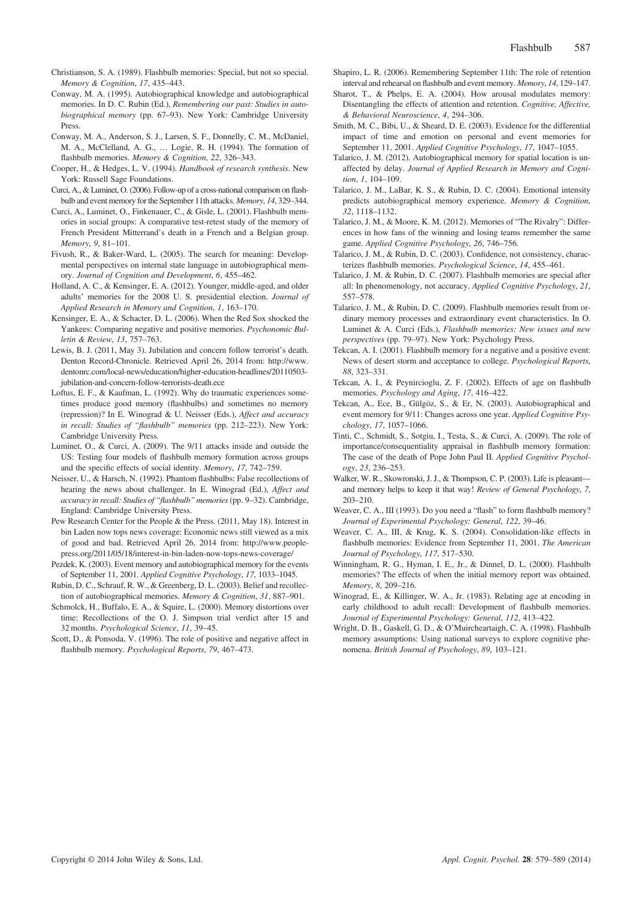Christianson, S. A. (1989). Flashbulb memories: Special, but not so special. *Memory & Cognition*, *17*, 435–443.

Conway, M. A. (1995). Autobiographical knowledge and autobiographical memories. In D. C. Rubin (Ed.), *Remembering our past: Studies in autobiographical memory* (pp. 67–93). New York: Cambridge University Press.

Conway, M. A., Anderson, S. J., Larsen, S. F., Donnelly, C. M., McDaniel, M. A., McClelland, A. G., … Logie, R. H. (1994). The formation of flashbulb memories. *Memory & Cognition*, *22*, 326–343.

Cooper, H., & Hedges, L. V. (1994). *Handbook of research synthesis*. New York: Russell Sage Foundations.

Curci, A., & Luminet, O. (2006). Follow-up of a cross-national comparison on flashbulb and event memory for the September 11th attacks. *Memory*, *14*, 329–344.

Curci, A., Luminet, O., Finkenauer, C., & Gisle, L. (2001). Flashbulb memories in social groups: A comparative test-retest study of the memory of French President Mitterrand's death in a French and a Belgian group. *Memory*, *9*, 81–101.

Fivush, R., & Baker-Ward, L. (2005). The search for meaning: Developmental perspectives on internal state language in autobiographical memory. *Journal of Cognition and Development*, *6*, 455–462.

Holland, A. C., & Kensinger, E. A. (2012). Younger, middle-aged, and older adults' memories for the 2008 U. S. presidential election. *Journal of Applied Research in Memory and Cognition*, *1*, 163–170.

Kensinger, E. A., & Schacter, D. L. (2006). When the Red Sox shocked the Yankees: Comparing negative and positive memories. *Psychonomic Bulletin & Review*, *13*, 757–763.

Lewis, B. J. (2011, May 3). Jubilation and concern follow terrorist's death. Denton Record-Chronicle. Retrieved April 26, 2014 from: http://www.dentonrc.com/local-news/education/higher-education-headlines/20110503-jubilation-and-concern-follow-terrorists-death.ece

Loftus, E. F., & Kaufman, L. (1992). Why do traumatic experiences sometimes produce good memory (flashbulbs) and sometimes no memory (repression)? In E. Winograd & U. Neisser (Eds.), *Affect and accuracy in recall: Studies of "flashbulb" memories* (pp. 212–223). New York: Cambridge University Press.

Luminet, O., & Curci, A. (2009). The 9/11 attacks inside and outside the US: Testing four models of flashbulb memory formation across groups and the specific effects of social identity. *Memory*, *17*, 742–759.

Neisser, U., & Harsch, N. (1992). Phantom flashbulbs: False recollections of hearing the news about challenger. In E. Winograd (Ed.), *Affect and accuracy in recall: Studies of "flashbulb" memories* (pp. 9–32). Cambridge, England: Cambridge University Press.

Pew Research Center for the People & the Press. (2011, May 18). Interest in bin Laden now tops news coverage: Economic news still viewed as a mix of good and bad. Retrieved April 26, 2014 from: http://www.people-press.org/2011/05/18/interest-in-bin-laden-now-tops-news-coverage/

Pezdek, K. (2003). Event memory and autobiographical memory for the events of September 11, 2001. *Applied Cognitive Psychology*, *17*, 1033–1045.

Rubin, D. C., Schrauf, R. W., & Greenberg, D. L. (2003). Belief and recollection of autobiographical memories. *Memory & Cognition*, *31*, 887–901.

Schmolck, H., Buffalo, E. A., & Squire, L. (2000). Memory distortions over time: Recollections of the O. J. Simpson trial verdict after 15 and 32 months. *Psychological Science*, *11*, 39–45.

Scott, D., & Ponsoda, V. (1996). The role of positive and negative affect in flashbulb memory. *Psychological Reports*, *79*, 467–473.

Shapiro, L. R. (2006). Remembering September 11th: The role of retention interval and rehearsal on flashbulb and event memory. *Memory*, *14*, 129–147.

Sharot, T., & Phelps, E. A. (2004). How arousal modulates memory: Disentangling the effects of attention and retention. *Cognitive, Affective, & Behavioral Neuroscience*, *4*, 294–306.

Smith, M. C., Bibi, U., & Sheard, D. E. (2003). Evidence for the differential impact of time and emotion on personal and event memories for September 11, 2001. *Applied Cognitive Psychology*, *17*, 1047–1055.

Talarico, J. M. (2012). Autobiographical memory for spatial location is unaffected by delay. *Journal of Applied Research in Memory and Cognition*, *1*, 104–109.

Talarico, J. M., LaBar, K. S., & Rubin, D. C. (2004). Emotional intensity predicts autobiographical memory experience. *Memory & Cognition*, *32*, 1118–1132.

Talarico, J. M., & Moore, K. M. (2012). Memories of "The Rivalry": Differences in how fans of the winning and losing teams remember the same game. *Applied Cognitive Psychology*, *26*, 746–756.

Talarico, J. M., & Rubin, D. C. (2003). Confidence, not consistency, characterizes flashbulb memories. *Psychological Science*, *14*, 455–461.

Talarico, J. M. & Rubin, D. C. (2007). Flashbulb memories are special after all: In phenomenology, not accuracy. *Applied Cognitive Psychology*, *21*, 557–578.

Talarico, J. M., & Rubin, D. C. (2009). Flashbulb memories result from ordinary memory processes and extraordinary event characteristics. In O. Luminet & A. Curci (Eds.), *Flashbulb memories: New issues and new perspectives* (pp. 79–97). New York: Psychology Press.

Tekcan, A. I. (2001). Flashbulb memory for a negative and a positive event: News of desert storm and acceptance to college. *Psychological Reports*, *88*, 323–331.

Tekcan, A. I., & Peynircioglu, Z. F. (2002). Effects of age on flashbulb memories. *Psychology and Aging*, *17*, 416–422.

Tekcan, A., Ece, B., Gülgöz, S., & Er, N. (2003). Autobiographical and event memory for 9/11: Changes across one year. *Applied Cognitive Psychology*, *17*, 1057–1066.

Tinti, C., Schmidt, S., Sotgiu, I., Testa, S., & Curci, A. (2009). The role of importance/consequentiality appraisal in flashbulb memory formation: The case of the death of Pope John Paul II. *Applied Cognitive Psychology*, *23*, 236–253.

Walker, W. R., Skowronski, J. J., & Thompson, C. P. (2003). Life is pleasant—and memory helps to keep it that way! *Review of General Psychology*, *7*, 203–210.

Weaver, C. A., III (1993). Do you need a "flash" to form flashbulb memory? *Journal of Experimental Psychology: General*, *122*, 39–46.

Weaver, C. A., III, & Krug, K. S. (2004). Consolidation-like effects in flashbulb memories: Evidence from September 11, 2001. *The American Journal of Psychology*, *117*, 517–530.

Winningham, R. G., Hyman, I. E., Jr., & Dinnel, D. L. (2000). Flashbulb memories? The effects of when the initial memory report was obtained. *Memory*, *8*, 209–216.

Winograd, E., & Killinger, W. A., Jr. (1983). Relating age at encoding in early childhood to adult recall: Development of flashbulb memories. *Journal of Experimental Psychology: General*, *112*, 413–422.

Wright, D. B., Gaskell, G. D., & O'Muircheartaigh, C. A. (1998). Flashbulb memory assumptions: Using national surveys to explore cognitive phenomena. *British Journal of Psychology*, *89*, 103–121.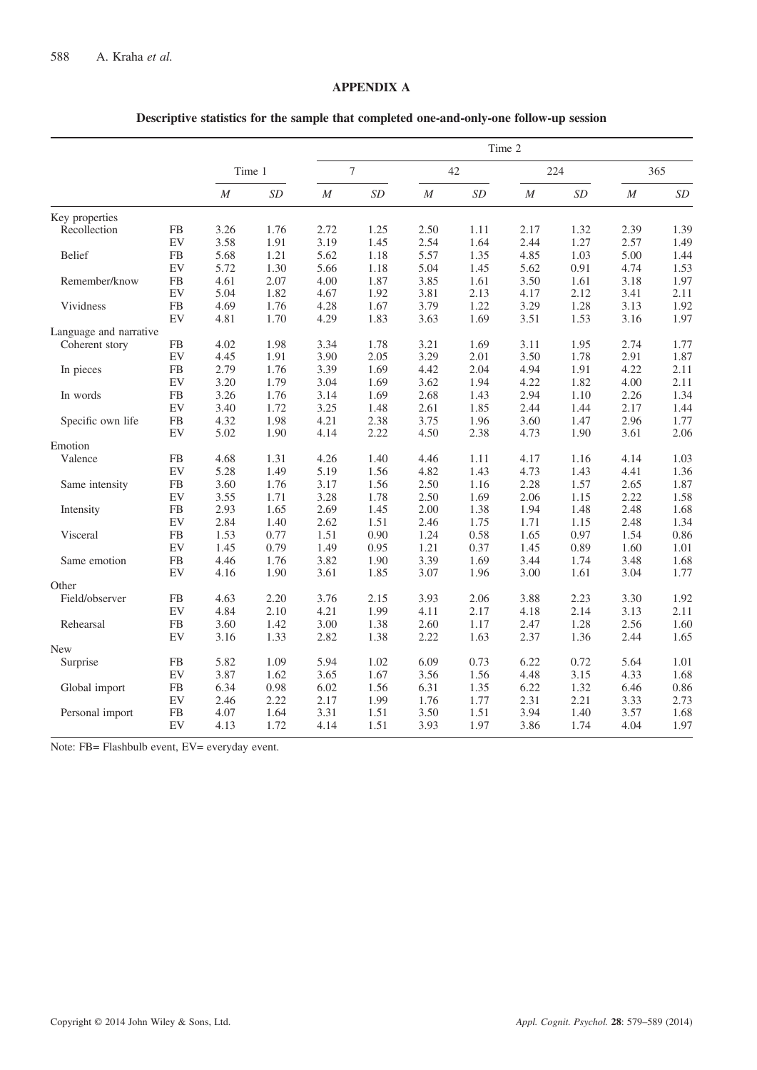## APPENDIX A

### Descriptive statistics for the sample that completed one-and-only-one follow-up session

| | | Time 1 | | Time 2 | | | | | | | |
|---|---|---|---|---|---|---|---|---|---|---|---|
| | | | | 7 | | 42 | | 224 | | 365 | |
| | | *M* | *SD* | *M* | *SD* | *M* | *SD* | *M* | *SD* | *M* | *SD* |
| Key properties | | | | | | | | | | | |
| Recollection | FB | 3.26 | 1.76 | 2.72 | 1.25 | 2.50 | 1.11 | 2.17 | 1.32 | 2.39 | 1.39 |
| | EV | 3.58 | 1.91 | 3.19 | 1.45 | 2.54 | 1.64 | 2.44 | 1.27 | 2.57 | 1.49 |
| Belief | FB | 5.68 | 1.21 | 5.62 | 1.18 | 5.57 | 1.35 | 4.85 | 1.03 | 5.00 | 1.44 |
| | EV | 5.72 | 1.30 | 5.66 | 1.18 | 5.04 | 1.45 | 5.62 | 0.91 | 4.74 | 1.53 |
| Remember/know | FB | 4.61 | 2.07 | 4.00 | 1.87 | 3.85 | 1.61 | 3.50 | 1.61 | 3.18 | 1.97 |
| | EV | 5.04 | 1.82 | 4.67 | 1.92 | 3.81 | 2.13 | 4.17 | 2.12 | 3.41 | 2.11 |
| Vividness | FB | 4.69 | 1.76 | 4.28 | 1.67 | 3.79 | 1.22 | 3.29 | 1.28 | 3.13 | 1.92 |
| | EV | 4.81 | 1.70 | 4.29 | 1.83 | 3.63 | 1.69 | 3.51 | 1.53 | 3.16 | 1.97 |
| Language and narrative | | | | | | | | | | | |
| Coherent story | FB | 4.02 | 1.98 | 3.34 | 1.78 | 3.21 | 1.69 | 3.11 | 1.95 | 2.74 | 1.77 |
| | EV | 4.45 | 1.91 | 3.90 | 2.05 | 3.29 | 2.01 | 3.50 | 1.78 | 2.91 | 1.87 |
| In pieces | FB | 2.79 | 1.76 | 3.39 | 1.69 | 4.42 | 2.04 | 4.94 | 1.91 | 4.22 | 2.11 |
| | EV | 3.20 | 1.79 | 3.04 | 1.69 | 3.62 | 1.94 | 4.22 | 1.82 | 4.00 | 2.11 |
| In words | FB | 3.26 | 1.76 | 3.14 | 1.69 | 2.68 | 1.43 | 2.94 | 1.10 | 2.26 | 1.34 |
| | EV | 3.40 | 1.72 | 3.25 | 1.48 | 2.61 | 1.85 | 2.44 | 1.44 | 2.17 | 1.44 |
| Specific own life | FB | 4.32 | 1.98 | 4.21 | 2.38 | 3.75 | 1.96 | 3.60 | 1.47 | 2.96 | 1.77 |
| | EV | 5.02 | 1.90 | 4.14 | 2.22 | 4.50 | 2.38 | 4.73 | 1.90 | 3.61 | 2.06 |
| Emotion | | | | | | | | | | | |
| Valence | FB | 4.68 | 1.31 | 4.26 | 1.40 | 4.46 | 1.11 | 4.17 | 1.16 | 4.14 | 1.03 |
| | EV | 5.28 | 1.49 | 5.19 | 1.56 | 4.82 | 1.43 | 4.73 | 1.43 | 4.41 | 1.36 |
| Same intensity | FB | 3.60 | 1.76 | 3.17 | 1.56 | 2.50 | 1.16 | 2.28 | 1.57 | 2.65 | 1.87 |
| | EV | 3.55 | 1.71 | 3.28 | 1.78 | 2.50 | 1.69 | 2.06 | 1.15 | 2.22 | 1.58 |
| Intensity | FB | 2.93 | 1.65 | 2.69 | 1.45 | 2.00 | 1.38 | 1.94 | 1.48 | 2.48 | 1.68 |
| | EV | 2.84 | 1.40 | 2.62 | 1.51 | 2.46 | 1.75 | 1.71 | 1.15 | 2.48 | 1.34 |
| Visceral | FB | 1.53 | 0.77 | 1.51 | 0.90 | 1.24 | 0.58 | 1.65 | 0.97 | 1.54 | 0.86 |
| | EV | 1.45 | 0.79 | 1.49 | 0.95 | 1.21 | 0.37 | 1.45 | 0.89 | 1.60 | 1.01 |
| Same emotion | FB | 4.46 | 1.76 | 3.82 | 1.90 | 3.39 | 1.69 | 3.44 | 1.74 | 3.48 | 1.68 |
| | EV | 4.16 | 1.90 | 3.61 | 1.85 | 3.07 | 1.96 | 3.00 | 1.61 | 3.04 | 1.77 |
| Other | | | | | | | | | | | |
| Field/observer | FB | 4.63 | 2.20 | 3.76 | 2.15 | 3.93 | 2.06 | 3.88 | 2.23 | 3.30 | 1.92 |
| | EV | 4.84 | 2.10 | 4.21 | 1.99 | 4.11 | 2.17 | 4.18 | 2.14 | 3.13 | 2.11 |
| Rehearsal | FB | 3.60 | 1.42 | 3.00 | 1.38 | 2.60 | 1.17 | 2.47 | 1.28 | 2.56 | 1.60 |
| | EV | 3.16 | 1.33 | 2.82 | 1.38 | 2.22 | 1.63 | 2.37 | 1.36 | 2.44 | 1.65 |
| New | | | | | | | | | | | |
| Surprise | FB | 5.82 | 1.09 | 5.94 | 1.02 | 6.09 | 0.73 | 6.22 | 0.72 | 5.64 | 1.01 |
| | EV | 3.87 | 1.62 | 3.65 | 1.67 | 3.56 | 1.56 | 4.48 | 3.15 | 4.33 | 1.68 |
| Global import | FB | 6.34 | 0.98 | 6.02 | 1.56 | 6.31 | 1.35 | 6.22 | 1.32 | 6.46 | 0.86 |
| | EV | 2.46 | 2.22 | 2.17 | 1.99 | 1.76 | 1.77 | 2.31 | 2.21 | 3.33 | 2.73 |
| Personal import | FB | 4.07 | 1.64 | 3.31 | 1.51 | 3.50 | 1.51 | 3.94 | 1.40 | 3.57 | 1.68 |
| | EV | 4.13 | 1.72 | 4.14 | 1.51 | 3.93 | 1.97 | 3.86 | 1.74 | 4.04 | 1.97 |

Note: FB= Flashbulb event, EV= everyday event.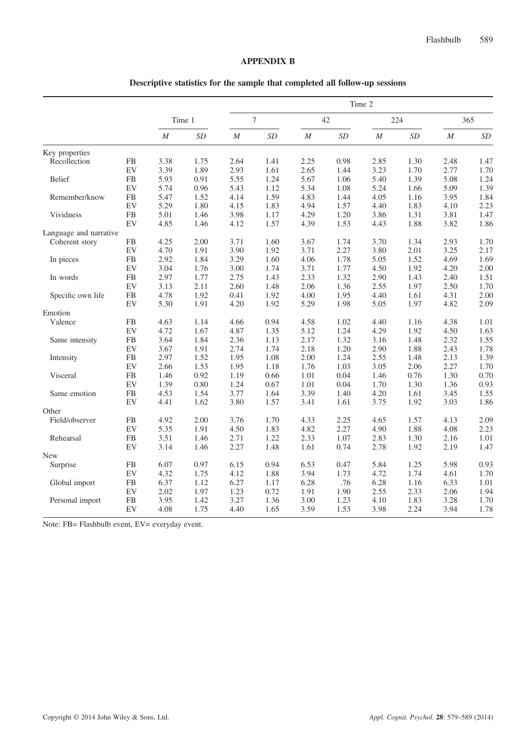## APPENDIX B

**Descriptive statistics for the sample that completed all follow-up sessions**

| | | Time 1 | | Time 2 | | | | | | | |
|---|---|---|---|---|---|---|---|---|---|---|---|
| | | | | 7 | | 42 | | 224 | | 365 | |
| | | *M* | *SD* | *M* | *SD* | *M* | *SD* | *M* | *SD* | *M* | *SD* |
| Key properties | | | | | | | | | | | |
| Recollection | FB | 3.38 | 1.75 | 2.64 | 1.41 | 2.25 | 0.98 | 2.85 | 1.30 | 2.48 | 1.47 |
| | EV | 3.39 | 1.89 | 2.93 | 1.61 | 2.65 | 1.44 | 3.23 | 1.70 | 2.77 | 1.70 |
| Belief | FB | 5.93 | 0.91 | 5.55 | 1.24 | 5.67 | 1.06 | 5.40 | 1.39 | 5.08 | 1.24 |
| | EV | 5.74 | 0.96 | 5.43 | 1.12 | 5.34 | 1.08 | 5.24 | 1.66 | 5.09 | 1.39 |
| Remember/know | FB | 5.47 | 1.52 | 4.14 | 1.59 | 4.83 | 1.44 | 4.05 | 1.16 | 3.95 | 1.84 |
| | EV | 5.29 | 1.80 | 4.15 | 1.83 | 4.94 | 1.57 | 4.40 | 1.83 | 4.10 | 2.23 |
| Vividness | FB | 5.01 | 1.46 | 3.98 | 1.17 | 4.29 | 1.20 | 3.86 | 1.31 | 3.81 | 1.47 |
| | EV | 4.85 | 1.46 | 4.12 | 1.57 | 4.39 | 1.53 | 4.43 | 1.88 | 3.82 | 1.86 |
| Language and narrative | | | | | | | | | | | |
| Coherent story | FB | 4.25 | 2.00 | 3.71 | 1.60 | 3.67 | 1.74 | 3.70 | 1.34 | 2.93 | 1.70 |
| | EV | 4.70 | 1.91 | 3.90 | 1.92 | 3.71 | 2.27 | 3.80 | 2.01 | 3.25 | 2.17 |
| In pieces | FB | 2.92 | 1.84 | 3.29 | 1.60 | 4.06 | 1.78 | 5.05 | 1.52 | 4.69 | 1.69 |
| | EV | 3.04 | 1.76 | 3.00 | 1.74 | 3.71 | 1.77 | 4.50 | 1.92 | 4.20 | 2.00 |
| In words | FB | 2.97 | 1.77 | 2.75 | 1.43 | 2.33 | 1.32 | 2.90 | 1.43 | 2.40 | 1.51 |
| | EV | 3.13 | 2.11 | 2.60 | 1.48 | 2.06 | 1.36 | 2.55 | 1.97 | 2.50 | 1.70 |
| Specific own life | FB | 4.78 | 1.92 | 0.41 | 1.92 | 4.00 | 1.95 | 4.40 | 1.61 | 4.31 | 2.00 |
| | EV | 5.30 | 1.91 | 4.20 | 1.92 | 5.29 | 1.98 | 5.05 | 1.97 | 4.82 | 2.09 |
| Emotion | | | | | | | | | | | |
| Valence | FB | 4.63 | 1.14 | 4.66 | 0.94 | 4.58 | 1.02 | 4.40 | 1.16 | 4.38 | 1.01 |
| | EV | 4.72 | 1.67 | 4.87 | 1.35 | 5.12 | 1.24 | 4.29 | 1.92 | 4.50 | 1.63 |
| Same intensity | FB | 3.64 | 1.84 | 2.36 | 1.13 | 2.17 | 1.32 | 3.16 | 1.48 | 2.32 | 1.55 |
| | EV | 3.67 | 1.91 | 2.74 | 1.74 | 2.18 | 1.20 | 2.90 | 1.88 | 2.43 | 1.78 |
| Intensity | FB | 2.97 | 1.52 | 1.95 | 1.08 | 2.00 | 1.24 | 2.55 | 1.48 | 2.13 | 1.39 |
| | EV | 2.66 | 1.53 | 1.95 | 1.18 | 1.76 | 1.03 | 3.05 | 2.06 | 2.27 | 1.70 |
| Visceral | FB | 1.46 | 0.92 | 1.19 | 0.66 | 1.01 | 0.04 | 1.46 | 0.76 | 1.30 | 0.70 |
| | EV | 1.39 | 0.80 | 1.24 | 0.67 | 1.01 | 0.04 | 1.70 | 1.30 | 1.36 | 0.93 |
| Same emotion | FB | 4.53 | 1.54 | 3.77 | 1.64 | 3.39 | 1.40 | 4.20 | 1.61 | 3.45 | 1.55 |
| | EV | 4.41 | 1.62 | 3.80 | 1.57 | 3.41 | 1.61 | 3.75 | 1.92 | 3.03 | 1.86 |
| Other | | | | | | | | | | | |
| Field/observer | FB | 4.92 | 2.00 | 3.76 | 1.70 | 4.33 | 2.25 | 4.65 | 1.57 | 4.13 | 2.09 |
| | EV | 5.35 | 1.91 | 4.50 | 1.83 | 4.82 | 2.27 | 4.90 | 1.88 | 4.08 | 2.23 |
| Rehearsal | FB | 3.51 | 1.46 | 2.71 | 1.22 | 2.33 | 1.07 | 2.83 | 1.30 | 2.16 | 1.01 |
| | EV | 3.14 | 1.46 | 2.27 | 1.48 | 1.61 | 0.74 | 2.78 | 1.92 | 2.19 | 1.47 |
| New | | | | | | | | | | | |
| Surprise | FB | 6.07 | 0.97 | 6.15 | 0.94 | 6.53 | 0.47 | 5.84 | 1.25 | 5.98 | 0.93 |
| | EV | 4.32 | 1.75 | 4.12 | 1.88 | 3.94 | 1.73 | 4.72 | 1.74 | 4.61 | 1.70 |
| Global import | FB | 6.37 | 1.12 | 6.27 | 1.17 | 6.28 | .76 | 6.28 | 1.16 | 6.33 | 1.01 |
| | EV | 2.02 | 1.97 | 1.23 | 0.72 | 1.91 | 1.90 | 2.55 | 2.33 | 2.06 | 1.94 |
| Personal import | FB | 3.95 | 1.42 | 3.27 | 1.36 | 3.00 | 1.23 | 4.10 | 1.83 | 3.28 | 1.70 |
| | EV | 4.08 | 1.75 | 4.40 | 1.65 | 3.59 | 1.53 | 3.98 | 2.24 | 3.94 | 1.78 |

Note: FB= Flashbulb event, EV= everyday event.